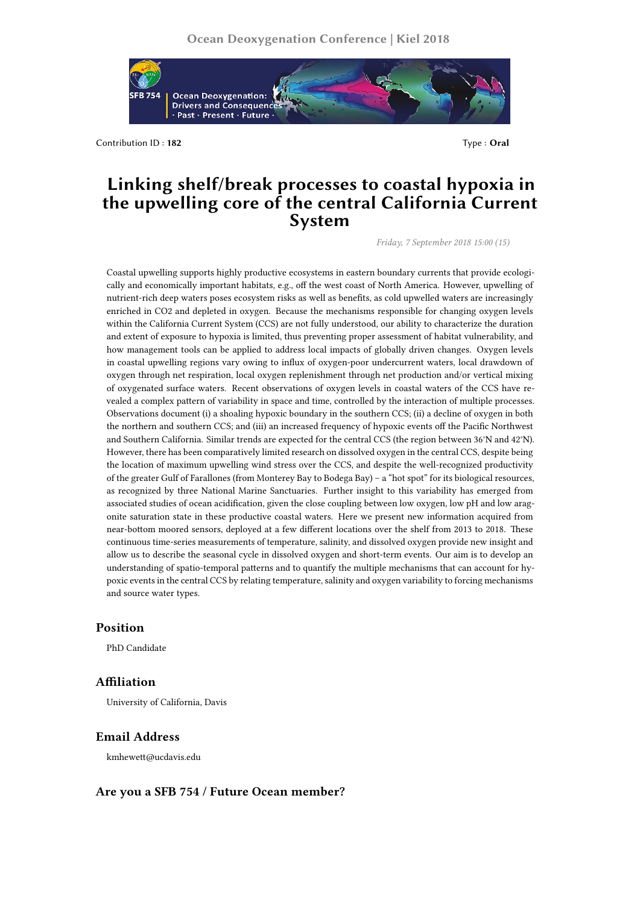Contribution ID : **182**

Type : **Oral**

# Linking shelf/break processes to coastal hypoxia in the upwelling core of the central California Current System

*Friday, 7 September 2018 15:00 (15)*

Coastal upwelling supports highly productive ecosystems in eastern boundary currents that provide ecologically and economically important habitats, e.g., off the west coast of North America. However, upwelling of nutrient-rich deep waters poses ecosystem risks as well as benefits, as cold upwelled waters are increasingly enriched in CO2 and depleted in oxygen. Because the mechanisms responsible for changing oxygen levels within the California Current System (CCS) are not fully understood, our ability to characterize the duration and extent of exposure to hypoxia is limited, thus preventing proper assessment of habitat vulnerability, and how management tools can be applied to address local impacts of globally driven changes. Oxygen levels in coastal upwelling regions vary owing to influx of oxygen-poor undercurrent waters, local drawdown of oxygen through net respiration, local oxygen replenishment through net production and/or vertical mixing of oxygenated surface waters. Recent observations of oxygen levels in coastal waters of the CCS have revealed a complex pattern of variability in space and time, controlled by the interaction of multiple processes. Observations document (i) a shoaling hypoxic boundary in the southern CCS; (ii) a decline of oxygen in both the northern and southern CCS; and (iii) an increased frequency of hypoxic events off the Pacific Northwest and Southern California. Similar trends are expected for the central CCS (the region between 36°N and 42°N). However, there has been comparatively limited research on dissolved oxygen in the central CCS, despite being the location of maximum upwelling wind stress over the CCS, and despite the well-recognized productivity of the greater Gulf of Farallones (from Monterey Bay to Bodega Bay) – a "hot spot" for its biological resources, as recognized by three National Marine Sanctuaries. Further insight to this variability has emerged from associated studies of ocean acidification, given the close coupling between low oxygen, low pH and low aragonite saturation state in these productive coastal waters. Here we present new information acquired from near-bottom moored sensors, deployed at a few different locations over the shelf from 2013 to 2018. These continuous time-series measurements of temperature, salinity, and dissolved oxygen provide new insight and allow us to describe the seasonal cycle in dissolved oxygen and short-term events. Our aim is to develop an understanding of spatio-temporal patterns and to quantify the multiple mechanisms that can account for hypoxic events in the central CCS by relating temperature, salinity and oxygen variability to forcing mechanisms and source water types.

## Position

PhD Candidate

## Affiliation

University of California, Davis

## Email Address

kmhewett@ucdavis.edu

## Are you a SFB 754 / Future Ocean member?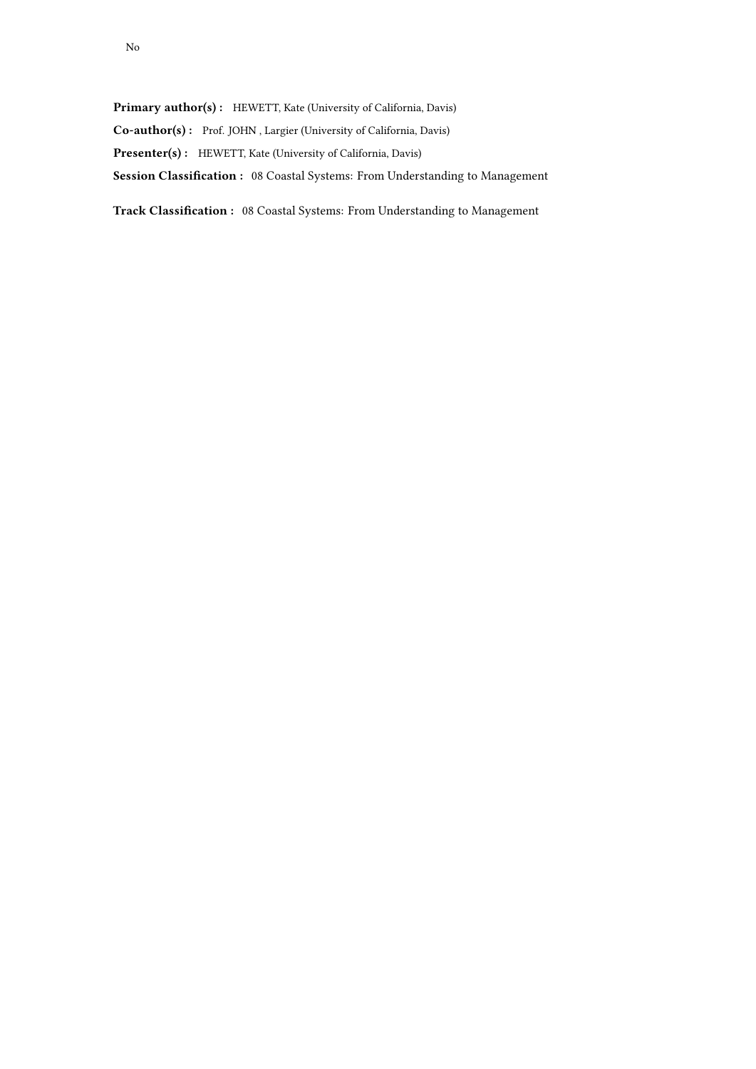No

**Primary author(s) :** HEWETT, Kate (University of California, Davis)

**Co-author(s) :** Prof. JOHN , Largier (University of California, Davis)

**Presenter(s) :** HEWETT, Kate (University of California, Davis)

**Session Classification :** 08 Coastal Systems: From Understanding to Management

**Track Classification :** 08 Coastal Systems: From Understanding to Management